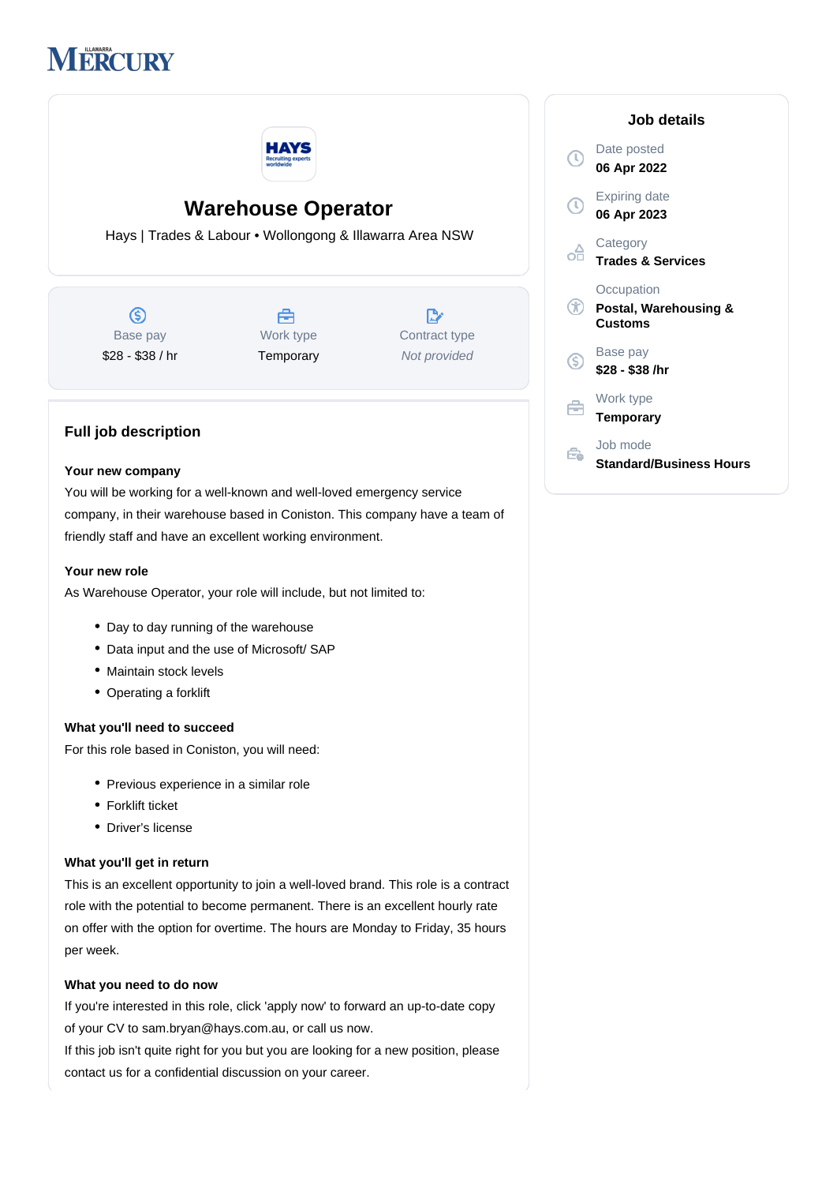# Warehouse Operator

Hays | Trades & Labour • Wollongong & Illawarra Area NSW

| Base pay | Work type | Contract type |
| --- | --- | --- |
| $28 - $38 / hr | Temporary | *Not provided* |

## Full job description

**Your new company**

You will be working for a well-known and well-loved emergency service company, in their warehouse based in Coniston. This company have a team of friendly staff and have an excellent working environment.

**Your new role**

As Warehouse Operator, your role will include, but not limited to:

- Day to day running of the warehouse
- Data input and the use of Microsoft/ SAP
- Maintain stock levels
- Operating a forklift

**What you'll need to succeed**

For this role based in Coniston, you will need:

- Previous experience in a similar role
- Forklift ticket
- Driver's license

**What you'll get in return**

This is an excellent opportunity to join a well-loved brand. This role is a contract role with the potential to become permanent. There is an excellent hourly rate on offer with the option for overtime. The hours are Monday to Friday, 35 hours per week.

**What you need to do now**

If you're interested in this role, click 'apply now' to forward an up-to-date copy of your CV to sam.bryan@hays.com.au, or call us now.

If this job isn't quite right for you but you are looking for a new position, please contact us for a confidential discussion on your career.

## Job details

Date posted
**06 Apr 2022**

Expiring date
**06 Apr 2023**

Category
**Trades & Services**

Occupation
**Postal, Warehousing & Customs**

Base pay
**$28 - $38 /hr**

Work type
**Temporary**

Job mode
**Standard/Business Hours**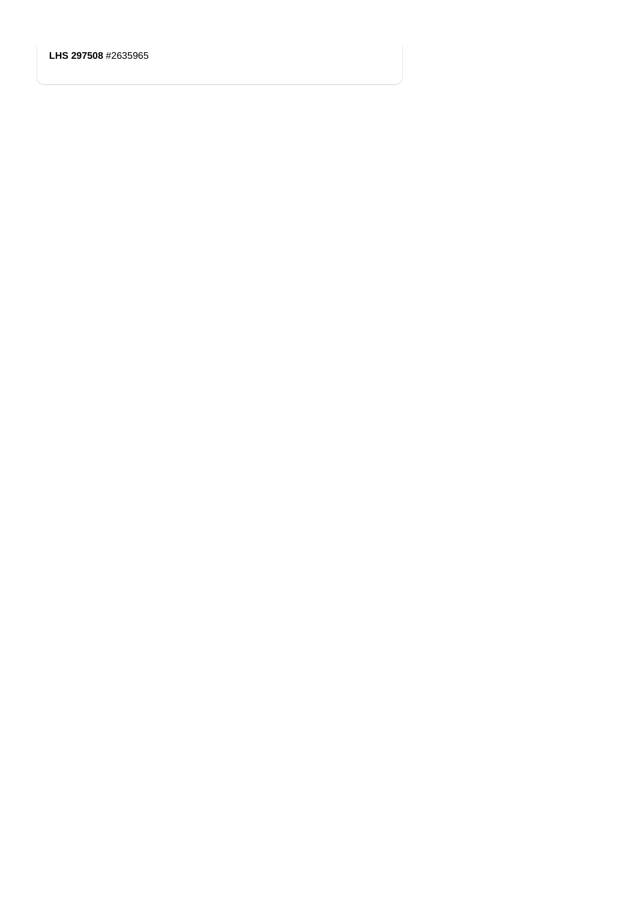**LHS 297508** #2635965